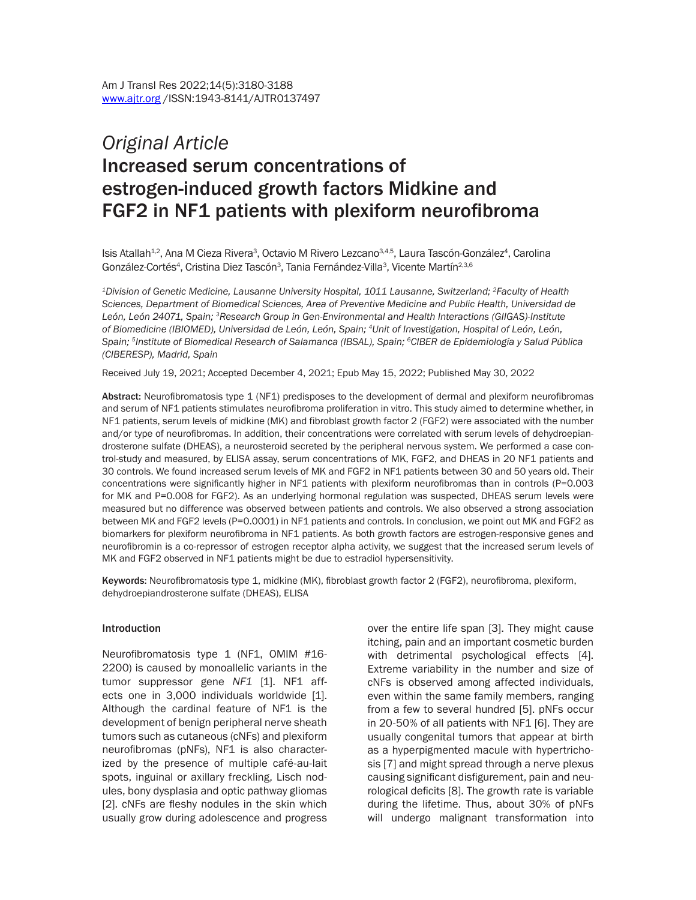*Original Article*

# Increased serum concentrations of estrogen-induced growth factors Midkine and FGF2 in NF1 patients with plexiform neurofibroma

Isis Atallah[1,2], Ana M Cieza Rivera[3], Octavio M Rivero Lezcano[3,4,5], Laura Tascón-González[4], Carolina González-Cortés[4], Cristina Diez Tascón[3], Tania Fernández-Villa[3], Vicente Martín[2,3,6]

[1]*Division of Genetic Medicine, Lausanne University Hospital, 1011 Lausanne, Switzerland;* [2]*Faculty of Health Sciences, Department of Biomedical Sciences, Area of Preventive Medicine and Public Health, Universidad de León, León 24071, Spain;* [3]*Research Group in Gen-Environmental and Health Interactions (GIIGAS)-Institute of Biomedicine (IBIOMED), Universidad de León, León, Spain;* [4]*Unit of Investigation, Hospital of León, León, Spain;* [5]*Institute of Biomedical Research of Salamanca (IBSAL), Spain;* [6]*CIBER de Epidemiología y Salud Pública (CIBERESP), Madrid, Spain*

Received July 19, 2021; Accepted December 4, 2021; Epub May 15, 2022; Published May 30, 2022

**Abstract:** Neurofibromatosis type 1 (NF1) predisposes to the development of dermal and plexiform neurofibromas and serum of NF1 patients stimulates neurofibroma proliferation in vitro. This study aimed to determine whether, in NF1 patients, serum levels of midkine (MK) and fibroblast growth factor 2 (FGF2) were associated with the number and/or type of neurofibromas. In addition, their concentrations were correlated with serum levels of dehydroepiandrosterone sulfate (DHEAS), a neurosteroid secreted by the peripheral nervous system. We performed a case control-study and measured, by ELISA assay, serum concentrations of MK, FGF2, and DHEAS in 20 NF1 patients and 30 controls. We found increased serum levels of MK and FGF2 in NF1 patients between 30 and 50 years old. Their concentrations were significantly higher in NF1 patients with plexiform neurofibromas than in controls (P=0.003 for MK and P=0.008 for FGF2). As an underlying hormonal regulation was suspected, DHEAS serum levels were measured but no difference was observed between patients and controls. We also observed a strong association between MK and FGF2 levels (P=0.0001) in NF1 patients and controls. In conclusion, we point out MK and FGF2 as biomarkers for plexiform neurofibroma in NF1 patients. As both growth factors are estrogen-responsive genes and neurofibromin is a co-repressor of estrogen receptor alpha activity, we suggest that the increased serum levels of MK and FGF2 observed in NF1 patients might be due to estradiol hypersensitivity.

**Keywords:** Neurofibromatosis type 1, midkine (MK), fibroblast growth factor 2 (FGF2), neurofibroma, plexiform, dehydroepiandrosterone sulfate (DHEAS), ELISA

## Introduction

Neurofibromatosis type 1 (NF1, OMIM #162200) is caused by monoallelic variants in the tumor suppressor gene *NF1* [1]. NF1 affects one in 3,000 individuals worldwide [1]. Although the cardinal feature of NF1 is the development of benign peripheral nerve sheath tumors such as cutaneous (cNFs) and plexiform neurofibromas (pNFs), NF1 is also characterized by the presence of multiple café-au-lait spots, inguinal or axillary freckling, Lisch nodules, bony dysplasia and optic pathway gliomas [2]. cNFs are fleshy nodules in the skin which usually grow during adolescence and progress over the entire life span [3]. They might cause itching, pain and an important cosmetic burden with detrimental psychological effects [4]. Extreme variability in the number and size of cNFs is observed among affected individuals, even within the same family members, ranging from a few to several hundred [5]. pNFs occur in 20-50% of all patients with NF1 [6]. They are usually congenital tumors that appear at birth as a hyperpigmented macule with hypertrichosis [7] and might spread through a nerve plexus causing significant disfigurement, pain and neurological deficits [8]. The growth rate is variable during the lifetime. Thus, about 30% of pNFs will undergo malignant transformation into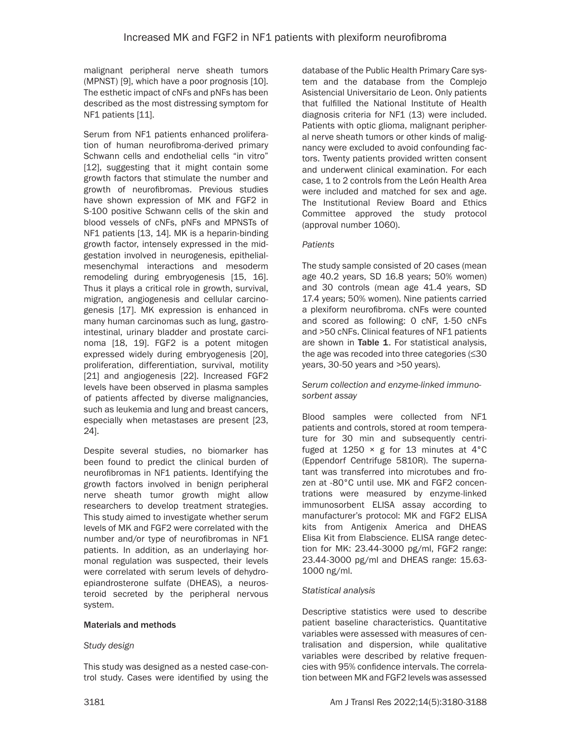malignant peripheral nerve sheath tumors (MPNST) [9], which have a poor prognosis [10]. The esthetic impact of cNFs and pNFs has been described as the most distressing symptom for NF1 patients [11].

Serum from NF1 patients enhanced proliferation of human neurofibroma-derived primary Schwann cells and endothelial cells "in vitro" [12], suggesting that it might contain some growth factors that stimulate the number and growth of neurofibromas. Previous studies have shown expression of MK and FGF2 in S-100 positive Schwann cells of the skin and blood vessels of cNFs, pNFs and MPNSTs of NF1 patients [13, 14]. MK is a heparin-binding growth factor, intensely expressed in the mid-gestation involved in neurogenesis, epithelial-mesenchymal interactions and mesoderm remodeling during embryogenesis [15, 16]. Thus it plays a critical role in growth, survival, migration, angiogenesis and cellular carcinogenesis [17]. MK expression is enhanced in many human carcinomas such as lung, gastrointestinal, urinary bladder and prostate carcinoma [18, 19]. FGF2 is a potent mitogen expressed widely during embryogenesis [20], proliferation, differentiation, survival, motility [21] and angiogenesis [22]. Increased FGF2 levels have been observed in plasma samples of patients affected by diverse malignancies, such as leukemia and lung and breast cancers, especially when metastases are present [23, 24].

Despite several studies, no biomarker has been found to predict the clinical burden of neurofibromas in NF1 patients. Identifying the growth factors involved in benign peripheral nerve sheath tumor growth might allow researchers to develop treatment strategies. This study aimed to investigate whether serum levels of MK and FGF2 were correlated with the number and/or type of neurofibromas in NF1 patients. In addition, as an underlaying hormonal regulation was suspected, their levels were correlated with serum levels of dehydroepiandrosterone sulfate (DHEAS), a neurosteroid secreted by the peripheral nervous system.

## Materials and methods

### *Study design*

This study was designed as a nested case-control study. Cases were identified by using the database of the Public Health Primary Care system and the database from the Complejo Asistencial Universitario de Leon. Only patients that fulfilled the National Institute of Health diagnosis criteria for NF1 (13) were included. Patients with optic glioma, malignant peripheral nerve sheath tumors or other kinds of malignancy were excluded to avoid confounding factors. Twenty patients provided written consent and underwent clinical examination. For each case, 1 to 2 controls from the León Health Area were included and matched for sex and age. The Institutional Review Board and Ethics Committee approved the study protocol (approval number 1060).

### *Patients*

The study sample consisted of 20 cases (mean age 40.2 years, SD 16.8 years; 50% women) and 30 controls (mean age 41.4 years, SD 17.4 years; 50% women). Nine patients carried a plexiform neurofibroma. cNFs were counted and scored as following: 0 cNF, 1-50 cNFs and >50 cNFs. Clinical features of NF1 patients are shown in **Table 1**. For statistical analysis, the age was recoded into three categories (≤30 years, 30-50 years and >50 years).

### *Serum collection and enzyme-linked immunosorbent assay*

Blood samples were collected from NF1 patients and controls, stored at room temperature for 30 min and subsequently centrifuged at 1250 × g for 13 minutes at 4°C (Eppendorf Centrifuge 5810R). The supernatant was transferred into microtubes and frozen at -80°C until use. MK and FGF2 concentrations were measured by enzyme-linked immunosorbent ELISA assay according to manufacturer's protocol: MK and FGF2 ELISA kits from Antigenix America and DHEAS Elisa Kit from Elabscience. ELISA range detection for MK: 23.44-3000 pg/ml, FGF2 range: 23.44-3000 pg/ml and DHEAS range: 15.63-1000 ng/ml.

### *Statistical analysis*

Descriptive statistics were used to describe patient baseline characteristics. Quantitative variables were assessed with measures of centralisation and dispersion, while qualitative variables were described by relative frequencies with 95% confidence intervals. The correlation between MK and FGF2 levels was assessed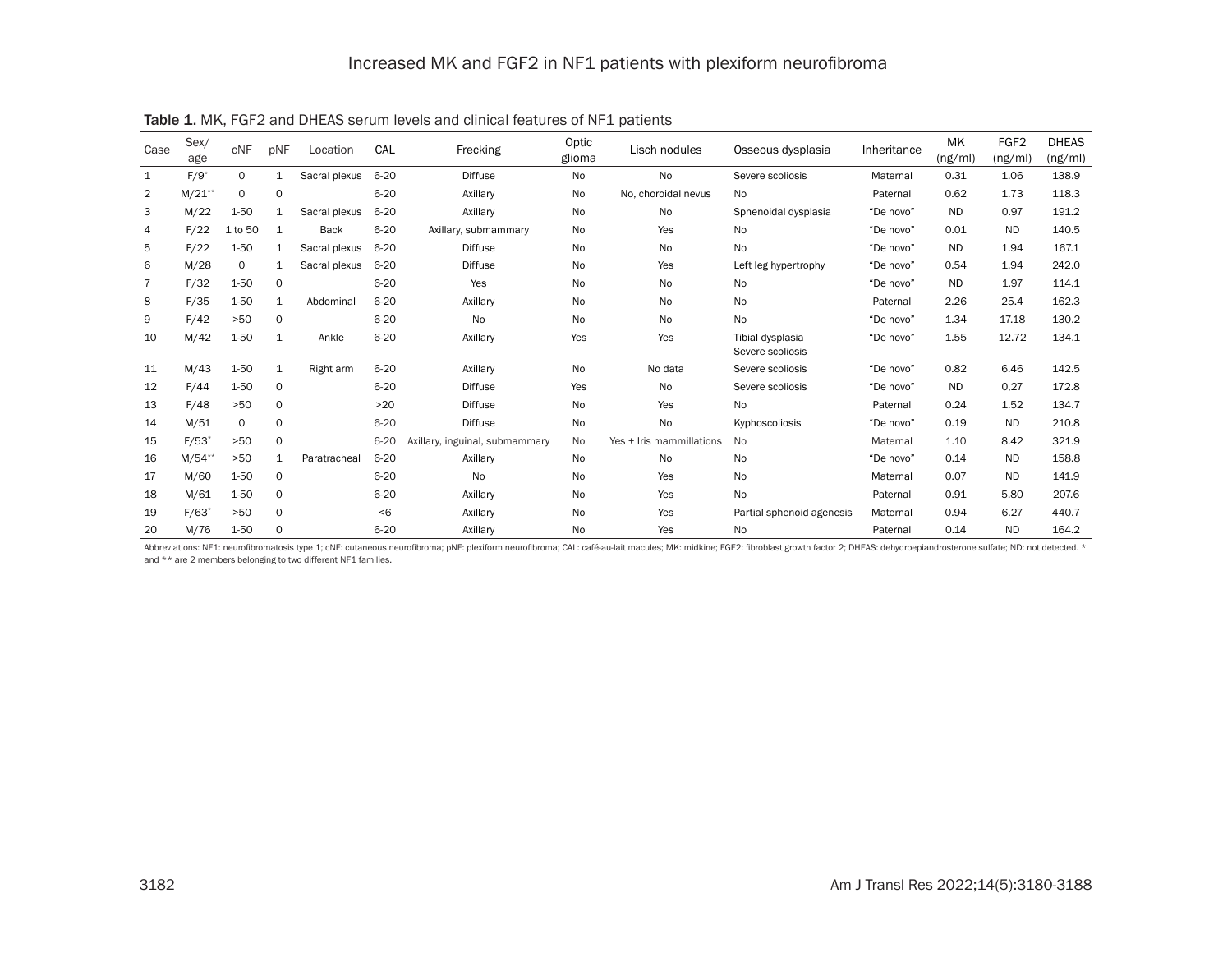Table 1. MK, FGF2 and DHEAS serum levels and clinical features of NF1 patients

| Case | Sex/age | cNF | pNF | Location | CAL | Frecking | Optic glioma | Lisch nodules | Osseous dysplasia | Inheritance | MK (ng/ml) | FGF2 (ng/ml) | DHEAS (ng/ml) |
|---|---|---|---|---|---|---|---|---|---|---|---|---|---|
| 1 | F/9* | 0 | 1 | Sacral plexus | 6-20 | Diffuse | No | No | Severe scoliosis | Maternal | 0.31 | 1.06 | 138.9 |
| 2 | M/21** | 0 | 0 | | 6-20 | Axillary | No | No, choroidal nevus | No | Paternal | 0.62 | 1.73 | 118.3 |
| 3 | M/22 | 1-50 | 1 | Sacral plexus | 6-20 | Axillary | No | No | Sphenoidal dysplasia | "De novo" | ND | 0.97 | 191.2 |
| 4 | F/22 | 1 to 50 | 1 | Back | 6-20 | Axillary, submammary | No | Yes | No | "De novo" | 0.01 | ND | 140.5 |
| 5 | F/22 | 1-50 | 1 | Sacral plexus | 6-20 | Diffuse | No | No | No | "De novo" | ND | 1.94 | 167.1 |
| 6 | M/28 | 0 | 1 | Sacral plexus | 6-20 | Diffuse | No | Yes | Left leg hypertrophy | "De novo" | 0.54 | 1.94 | 242.0 |
| 7 | F/32 | 1-50 | 0 | | 6-20 | Yes | No | No | No | "De novo" | ND | 1.97 | 114.1 |
| 8 | F/35 | 1-50 | 1 | Abdominal | 6-20 | Axillary | No | No | No | Paternal | 2.26 | 25.4 | 162.3 |
| 9 | F/42 | >50 | 0 | | 6-20 | No | No | No | No | "De novo" | 1.34 | 17.18 | 130.2 |
| 10 | M/42 | 1-50 | 1 | Ankle | 6-20 | Axillary | Yes | Yes | Tibial dysplasia Severe scoliosis | "De novo" | 1.55 | 12.72 | 134.1 |
| 11 | M/43 | 1-50 | 1 | Right arm | 6-20 | Axillary | No | No data | Severe scoliosis | "De novo" | 0.82 | 6.46 | 142.5 |
| 12 | F/44 | 1-50 | 0 | | 6-20 | Diffuse | Yes | No | Severe scoliosis | "De novo" | ND | 0,27 | 172.8 |
| 13 | F/48 | >50 | 0 | | >20 | Diffuse | No | Yes | No | Paternal | 0.24 | 1.52 | 134.7 |
| 14 | M/51 | 0 | 0 | | 6-20 | Diffuse | No | No | Kyphoscoliosis | "De novo" | 0.19 | ND | 210.8 |
| 15 | F/53* | >50 | 0 | | 6-20 | Axillary, inguinal, submammary | No | Yes + Iris mammillations | No | Maternal | 1.10 | 8.42 | 321.9 |
| 16 | M/54** | >50 | 1 | Paratracheal | 6-20 | Axillary | No | No | No | "De novo" | 0.14 | ND | 158.8 |
| 17 | M/60 | 1-50 | 0 | | 6-20 | No | No | Yes | No | Maternal | 0.07 | ND | 141.9 |
| 18 | M/61 | 1-50 | 0 | | 6-20 | Axillary | No | Yes | No | Paternal | 0.91 | 5.80 | 207.6 |
| 19 | F/63* | >50 | 0 | | <6 | Axillary | No | Yes | Partial sphenoid agenesis | Maternal | 0.94 | 6.27 | 440.7 |
| 20 | M/76 | 1-50 | 0 | | 6-20 | Axillary | No | Yes | No | Paternal | 0.14 | ND | 164.2 |

Abbreviations: NF1: neurofibromatosis type 1; cNF: cutaneous neurofibroma; pNF: plexiform neurofibroma; CAL: café-au-lait macules; MK: midkine; FGF2: fibroblast growth factor 2; DHEAS: dehydroepiandrosterone sulfate; ND: not detected. * and ** are 2 members belonging to two different NF1 families.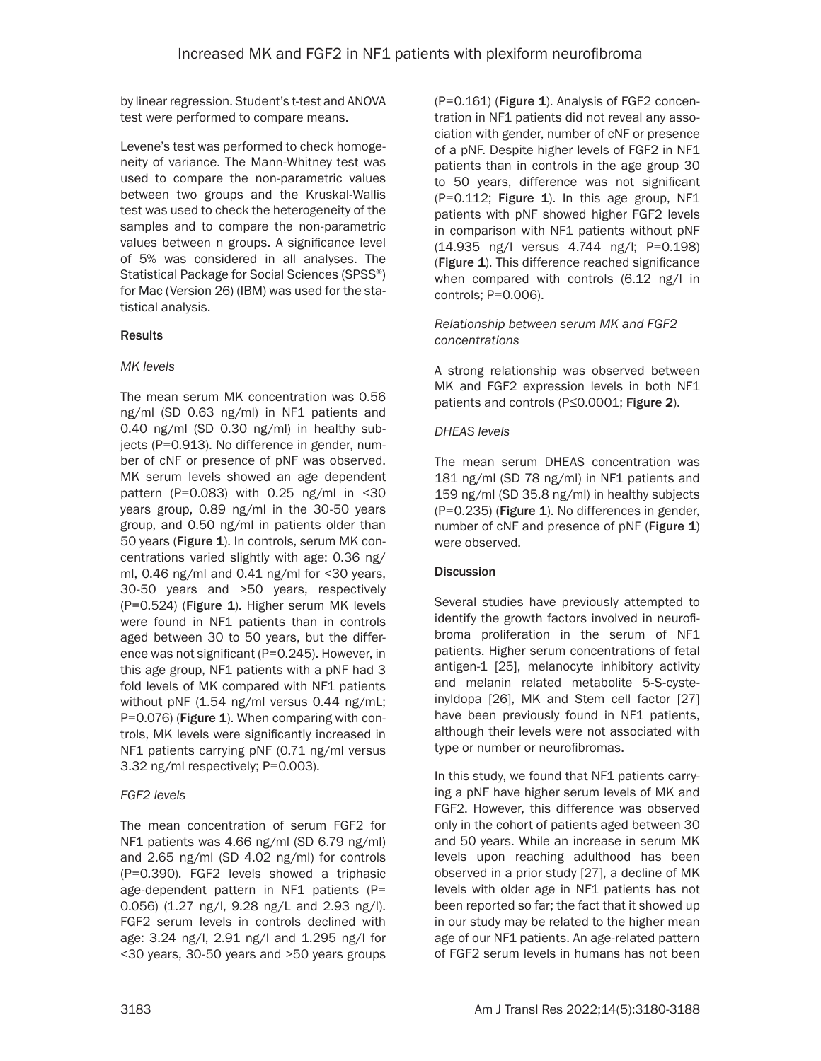by linear regression. Student's t-test and ANOVA test were performed to compare means.

Levene's test was performed to check homogeneity of variance. The Mann-Whitney test was used to compare the non-parametric values between two groups and the Kruskal-Wallis test was used to check the heterogeneity of the samples and to compare the non-parametric values between n groups. A significance level of 5% was considered in all analyses. The Statistical Package for Social Sciences (SPSS®) for Mac (Version 26) (IBM) was used for the statistical analysis.

## Results

### *MK levels*

The mean serum MK concentration was 0.56 ng/ml (SD 0.63 ng/ml) in NF1 patients and 0.40 ng/ml (SD 0.30 ng/ml) in healthy subjects (P=0.913). No difference in gender, number of cNF or presence of pNF was observed. MK serum levels showed an age dependent pattern (P=0.083) with 0.25 ng/ml in <30 years group, 0.89 ng/ml in the 30-50 years group, and 0.50 ng/ml in patients older than 50 years (**Figure 1**). In controls, serum MK concentrations varied slightly with age: 0.36 ng/ml, 0.46 ng/ml and 0.41 ng/ml for <30 years, 30-50 years and >50 years, respectively (P=0.524) (**Figure 1**). Higher serum MK levels were found in NF1 patients than in controls aged between 30 to 50 years, but the difference was not significant (P=0.245). However, in this age group, NF1 patients with a pNF had 3 fold levels of MK compared with NF1 patients without pNF (1.54 ng/ml versus 0.44 ng/mL; P=0.076) (**Figure 1**). When comparing with controls, MK levels were significantly increased in NF1 patients carrying pNF (0.71 ng/ml versus 3.32 ng/ml respectively; P=0.003).

### *FGF2 levels*

The mean concentration of serum FGF2 for NF1 patients was 4.66 ng/ml (SD 6.79 ng/ml) and 2.65 ng/ml (SD 4.02 ng/ml) for controls (P=0.390). FGF2 levels showed a triphasic age-dependent pattern in NF1 patients (P= 0.056) (1.27 ng/l, 9.28 ng/L and 2.93 ng/l). FGF2 serum levels in controls declined with age: 3.24 ng/l, 2.91 ng/l and 1.295 ng/l for <30 years, 30-50 years and >50 years groups (P=0.161) (**Figure 1**). Analysis of FGF2 concentration in NF1 patients did not reveal any association with gender, number of cNF or presence of a pNF. Despite higher levels of FGF2 in NF1 patients than in controls in the age group 30 to 50 years, difference was not significant (P=0.112; **Figure 1**). In this age group, NF1 patients with pNF showed higher FGF2 levels in comparison with NF1 patients without pNF (14.935 ng/l versus 4.744 ng/l; P=0.198) (**Figure 1**). This difference reached significance when compared with controls (6.12 ng/l in controls; P=0.006).

### *Relationship between serum MK and FGF2 concentrations*

A strong relationship was observed between MK and FGF2 expression levels in both NF1 patients and controls (P≤0.0001; **Figure 2**).

### *DHEAS levels*

The mean serum DHEAS concentration was 181 ng/ml (SD 78 ng/ml) in NF1 patients and 159 ng/ml (SD 35.8 ng/ml) in healthy subjects (P=0.235) (**Figure 1**). No differences in gender, number of cNF and presence of pNF (**Figure 1**) were observed.

## Discussion

Several studies have previously attempted to identify the growth factors involved in neurofibroma proliferation in the serum of NF1 patients. Higher serum concentrations of fetal antigen-1 [25], melanocyte inhibitory activity and melanin related metabolite 5-S-cysteinyldopa [26], MK and Stem cell factor [27] have been previously found in NF1 patients, although their levels were not associated with type or number or neurofibromas.

In this study, we found that NF1 patients carrying a pNF have higher serum levels of MK and FGF2. However, this difference was observed only in the cohort of patients aged between 30 and 50 years. While an increase in serum MK levels upon reaching adulthood has been observed in a prior study [27], a decline of MK levels with older age in NF1 patients has not been reported so far; the fact that it showed up in our study may be related to the higher mean age of our NF1 patients. An age-related pattern of FGF2 serum levels in humans has not been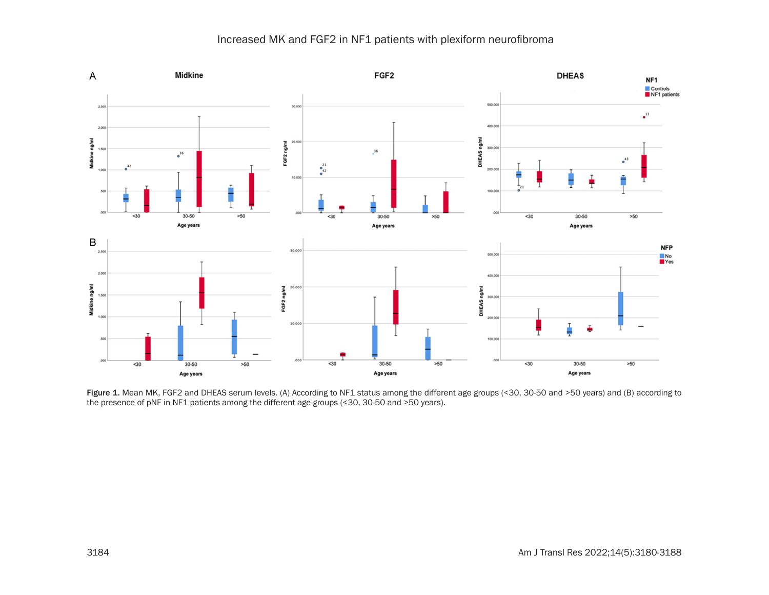**Figure 1.** Mean MK, FGF2 and DHEAS serum levels. (A) According to NF1 status among the different age groups (<30, 30-50 and >50 years) and (B) according to the presence of pNF in NF1 patients among the different age groups (<30, 30-50 and >50 years).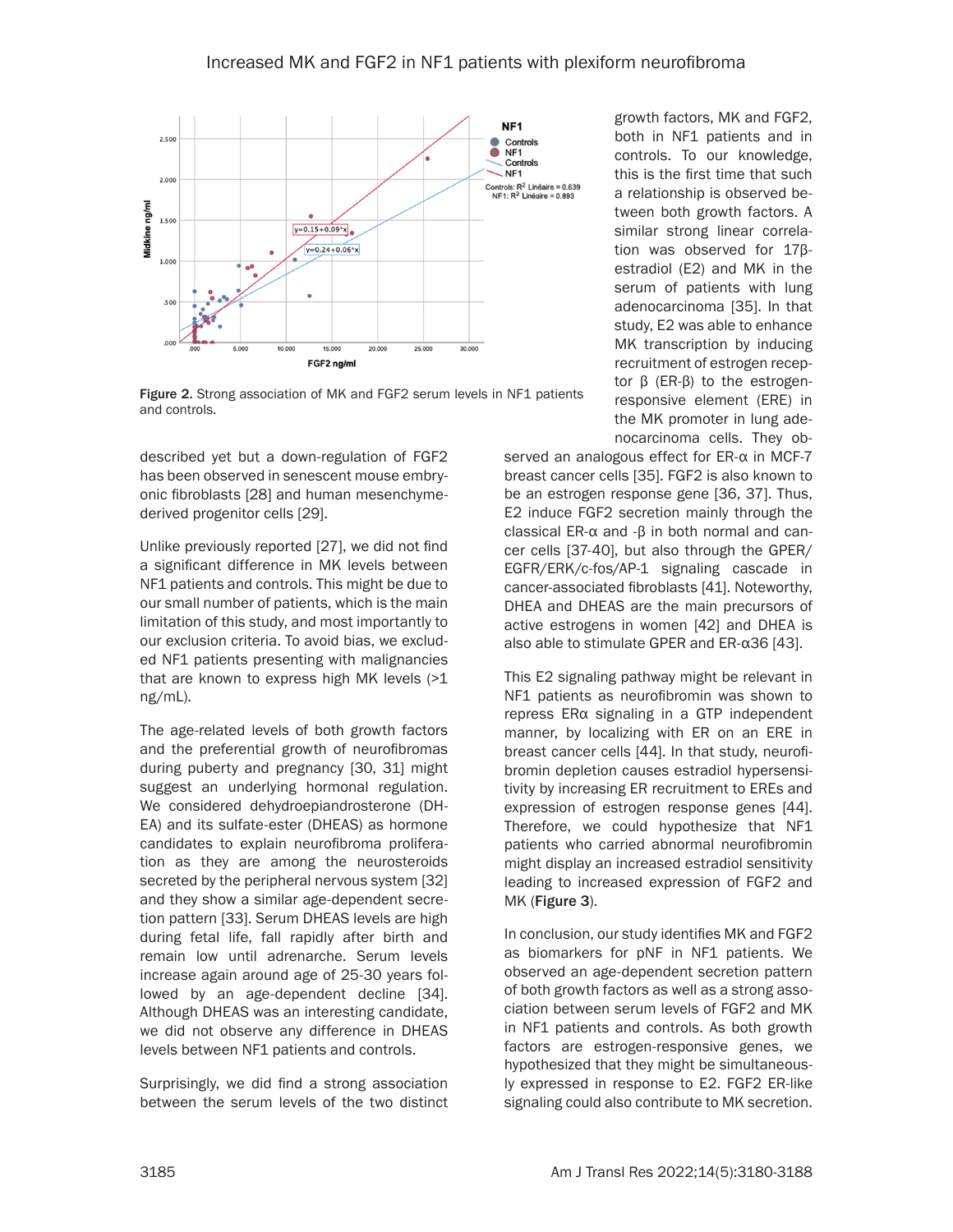Figure 2. Strong association of MK and FGF2 serum levels in NF1 patients and controls.

described yet but a down-regulation of FGF2 has been observed in senescent mouse embryonic fibroblasts [28] and human mesenchyme-derived progenitor cells [29].

Unlike previously reported [27], we did not find a significant difference in MK levels between NF1 patients and controls. This might be due to our small number of patients, which is the main limitation of this study, and most importantly to our exclusion criteria. To avoid bias, we excluded NF1 patients presenting with malignancies that are known to express high MK levels (>1 ng/mL).

The age-related levels of both growth factors and the preferential growth of neurofibromas during puberty and pregnancy [30, 31] might suggest an underlying hormonal regulation. We considered dehydroepiandrosterone (DHEA) and its sulfate-ester (DHEAS) as hormone candidates to explain neurofibroma proliferation as they are among the neurosteroids secreted by the peripheral nervous system [32] and they show a similar age-dependent secretion pattern [33]. Serum DHEAS levels are high during fetal life, fall rapidly after birth and remain low until adrenarche. Serum levels increase again around age of 25-30 years followed by an age-dependent decline [34]. Although DHEAS was an interesting candidate, we did not observe any difference in DHEAS levels between NF1 patients and controls.

Surprisingly, we did find a strong association between the serum levels of the two distinct growth factors, MK and FGF2, both in NF1 patients and in controls. To our knowledge, this is the first time that such a relationship is observed between both growth factors. A similar strong linear correlation was observed for 17β-estradiol (E2) and MK in the serum of patients with lung adenocarcinoma [35]. In that study, E2 was able to enhance MK transcription by inducing recruitment of estrogen receptor β (ER-β) to the estrogen-responsive element (ERE) in the MK promoter in lung adenocarcinoma cells. They observed an analogous effect for ER-α in MCF-7 breast cancer cells [35]. FGF2 is also known to be an estrogen response gene [36, 37]. Thus, E2 induce FGF2 secretion mainly through the classical ER-α and -β in both normal and cancer cells [37-40], but also through the GPER/EGFR/ERK/c-fos/AP-1 signaling cascade in cancer-associated fibroblasts [41]. Noteworthy, DHEA and DHEAS are the main precursors of active estrogens in women [42] and DHEA is also able to stimulate GPER and ER-α36 [43].

This E2 signaling pathway might be relevant in NF1 patients as neurofibromin was shown to repress ERα signaling in a GTP independent manner, by localizing with ER on an ERE in breast cancer cells [44]. In that study, neurofibromin depletion causes estradiol hypersensitivity by increasing ER recruitment to EREs and expression of estrogen response genes [44]. Therefore, we could hypothesize that NF1 patients who carried abnormal neurofibromin might display an increased estradiol sensitivity leading to increased expression of FGF2 and MK (**Figure 3**).

In conclusion, our study identifies MK and FGF2 as biomarkers for pNF in NF1 patients. We observed an age-dependent secretion pattern of both growth factors as well as a strong association between serum levels of FGF2 and MK in NF1 patients and controls. As both growth factors are estrogen-responsive genes, we hypothesized that they might be simultaneously expressed in response to E2. FGF2 ER-like signaling could also contribute to MK secretion.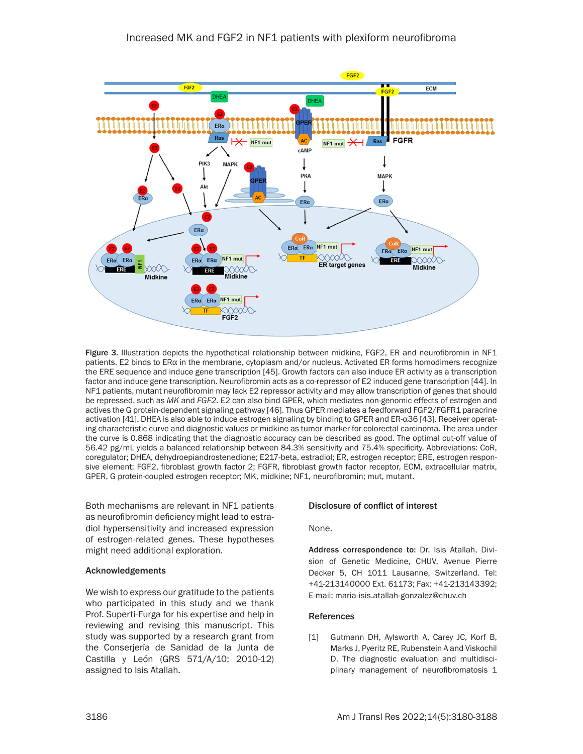Figure 3. Illustration depicts the hypothetical relationship between midkine, FGF2, ER and neurofibromin in NF1 patients. E2 binds to ERα in the membrane, cytoplasm and/or nucleus. Activated ER forms homodimers recognize the ERE sequence and induce gene transcription [45]. Growth factors can also induce ER activity as a transcription factor and induce gene transcription. Neurofibromin acts as a co-repressor of E2 induced gene transcription [44]. In NF1 patients, mutant neurofibromin may lack E2 repressor activity and may allow transcription of genes that should be repressed, such as *MK* and *FGF2*. E2 can also bind GPER, which mediates non-genomic effects of estrogen and actives the G protein-dependent signaling pathway [46]. Thus GPER mediates a feedforward FGF2/FGFR1 paracrine activation [41]. DHEA is also able to induce estrogen signaling by binding to GPER and ER-α36 [43]. Receiver operating characteristic curve and diagnostic values or midkine as tumor marker for colorectal carcinoma. The area under the curve is 0.868 indicating that the diagnostic accuracy can be described as good. The optimal cut-off value of 56.42 pg/mL yields a balanced relationship between 84.3% sensitivity and 75.4% specificity. Abbreviations: CoR, coregulator; DHEA, dehydroepiandrostenedione; E217-beta, estradiol; ER, estrogen receptor; ERE, estrogen responsive element; FGF2, fibroblast growth factor 2; FGFR, fibroblast growth factor receptor, ECM, extracellular matrix, GPER, G protein-coupled estrogen receptor; MK, midkine; NF1, neurofibromin; mut, mutant.

Both mechanisms are relevant in NF1 patients as neurofibromin deficiency might lead to estradiol hypersensitivity and increased expression of estrogen-related genes. These hypotheses might need additional exploration.

## Acknowledgements

We wish to express our gratitude to the patients who participated in this study and we thank Prof. Superti-Furga for his expertise and help in reviewing and revising this manuscript. This study was supported by a research grant from the Consejería de Sanidad de la Junta de Castilla y León (GRS 571/A/10; 2010-12) assigned to Isis Atallah.

## Disclosure of conflict of interest

None.

**Address correspondence to:** Dr. Isis Atallah, Division of Genetic Medicine, CHUV, Avenue Pierre Decker 5, CH 1011 Lausanne, Switzerland. Tel: +41-213140000 Ext. 61173; Fax: +41-213143392; E-mail: maria-isis.atallah-gonzalez@chuv.ch

## References

[1] Gutmann DH, Aylsworth A, Carey JC, Korf B, Marks J, Pyeritz RE, Rubenstein A and Viskochil D. The diagnostic evaluation and multidisciplinary management of neurofibromatosis 1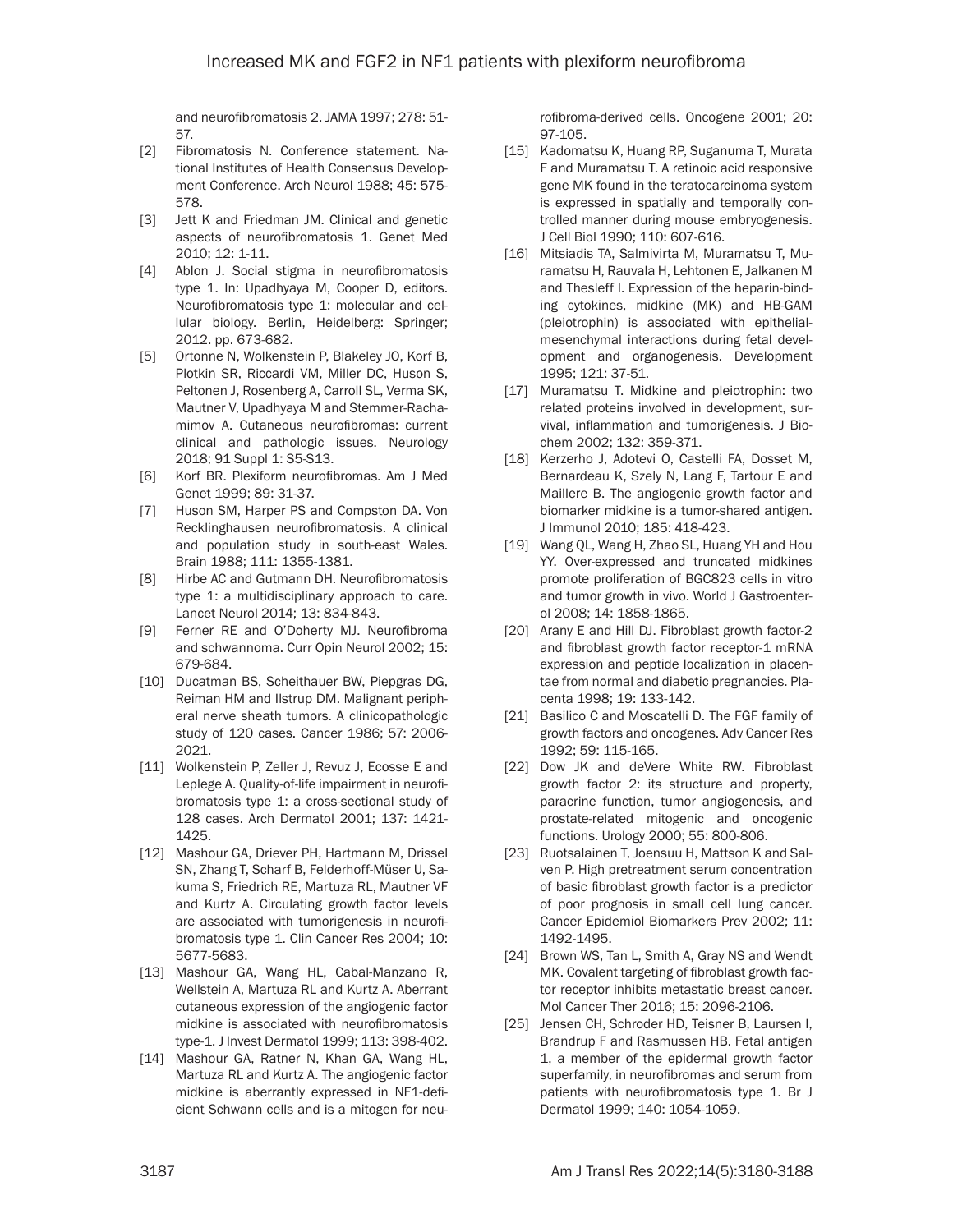and neurofibromatosis 2. JAMA 1997; 278: 51-57.

[2] Fibromatosis N. Conference statement. National Institutes of Health Consensus Development Conference. Arch Neurol 1988; 45: 575-578.

[3] Jett K and Friedman JM. Clinical and genetic aspects of neurofibromatosis 1. Genet Med 2010; 12: 1-11.

[4] Ablon J. Social stigma in neurofibromatosis type 1. In: Upadhyaya M, Cooper D, editors. Neurofibromatosis type 1: molecular and cellular biology. Berlin, Heidelberg: Springer; 2012. pp. 673-682.

[5] Ortonne N, Wolkenstein P, Blakeley JO, Korf B, Plotkin SR, Riccardi VM, Miller DC, Huson S, Peltonen J, Rosenberg A, Carroll SL, Verma SK, Mautner V, Upadhyaya M and Stemmer-Rachamimov A. Cutaneous neurofibromas: current clinical and pathologic issues. Neurology 2018; 91 Suppl 1: S5-S13.

[6] Korf BR. Plexiform neurofibromas. Am J Med Genet 1999; 89: 31-37.

[7] Huson SM, Harper PS and Compston DA. Von Recklinghausen neurofibromatosis. A clinical and population study in south-east Wales. Brain 1988; 111: 1355-1381.

[8] Hirbe AC and Gutmann DH. Neurofibromatosis type 1: a multidisciplinary approach to care. Lancet Neurol 2014; 13: 834-843.

[9] Ferner RE and O'Doherty MJ. Neurofibroma and schwannoma. Curr Opin Neurol 2002; 15: 679-684.

[10] Ducatman BS, Scheithauer BW, Piepgras DG, Reiman HM and Ilstrup DM. Malignant peripheral nerve sheath tumors. A clinicopathologic study of 120 cases. Cancer 1986; 57: 2006-2021.

[11] Wolkenstein P, Zeller J, Revuz J, Ecosse E and Leplege A. Quality-of-life impairment in neurofibromatosis type 1: a cross-sectional study of 128 cases. Arch Dermatol 2001; 137: 1421-1425.

[12] Mashour GA, Driever PH, Hartmann M, Drissel SN, Zhang T, Scharf B, Felderhoff-Müser U, Sakuma S, Friedrich RE, Martuza RL, Mautner VF and Kurtz A. Circulating growth factor levels are associated with tumorigenesis in neurofibromatosis type 1. Clin Cancer Res 2004; 10: 5677-5683.

[13] Mashour GA, Wang HL, Cabal-Manzano R, Wellstein A, Martuza RL and Kurtz A. Aberrant cutaneous expression of the angiogenic factor midkine is associated with neurofibromatosis type-1. J Invest Dermatol 1999; 113: 398-402.

[14] Mashour GA, Ratner N, Khan GA, Wang HL, Martuza RL and Kurtz A. The angiogenic factor midkine is aberrantly expressed in NF1-deficient Schwann cells and is a mitogen for neurofibroma-derived cells. Oncogene 2001; 20: 97-105.

[15] Kadomatsu K, Huang RP, Suganuma T, Murata F and Muramatsu T. A retinoic acid responsive gene MK found in the teratocarcinoma system is expressed in spatially and temporally controlled manner during mouse embryogenesis. J Cell Biol 1990; 110: 607-616.

[16] Mitsiadis TA, Salmivirta M, Muramatsu T, Muramatsu H, Rauvala H, Lehtonen E, Jalkanen M and Thesleff I. Expression of the heparin-binding cytokines, midkine (MK) and HB-GAM (pleiotrophin) is associated with epithelial-mesenchymal interactions during fetal development and organogenesis. Development 1995; 121: 37-51.

[17] Muramatsu T. Midkine and pleiotrophin: two related proteins involved in development, survival, inflammation and tumorigenesis. J Biochem 2002; 132: 359-371.

[18] Kerzerho J, Adotevi O, Castelli FA, Dosset M, Bernardeau K, Szely N, Lang F, Tartour E and Maillere B. The angiogenic growth factor and biomarker midkine is a tumor-shared antigen. J Immunol 2010; 185: 418-423.

[19] Wang QL, Wang H, Zhao SL, Huang YH and Hou YY. Over-expressed and truncated midkines promote proliferation of BGC823 cells in vitro and tumor growth in vivo. World J Gastroenterol 2008; 14: 1858-1865.

[20] Arany E and Hill DJ. Fibroblast growth factor-2 and fibroblast growth factor receptor-1 mRNA expression and peptide localization in placentae from normal and diabetic pregnancies. Placenta 1998; 19: 133-142.

[21] Basilico C and Moscatelli D. The FGF family of growth factors and oncogenes. Adv Cancer Res 1992; 59: 115-165.

[22] Dow JK and deVere White RW. Fibroblast growth factor 2: its structure and property, paracrine function, tumor angiogenesis, and prostate-related mitogenic and oncogenic functions. Urology 2000; 55: 800-806.

[23] Ruotsalainen T, Joensuu H, Mattson K and Salven P. High pretreatment serum concentration of basic fibroblast growth factor is a predictor of poor prognosis in small cell lung cancer. Cancer Epidemiol Biomarkers Prev 2002; 11: 1492-1495.

[24] Brown WS, Tan L, Smith A, Gray NS and Wendt MK. Covalent targeting of fibroblast growth factor receptor inhibits metastatic breast cancer. Mol Cancer Ther 2016; 15: 2096-2106.

[25] Jensen CH, Schroder HD, Teisner B, Laursen I, Brandrup F and Rasmussen HB. Fetal antigen 1, a member of the epidermal growth factor superfamily, in neurofibromas and serum from patients with neurofibromatosis type 1. Br J Dermatol 1999; 140: 1054-1059.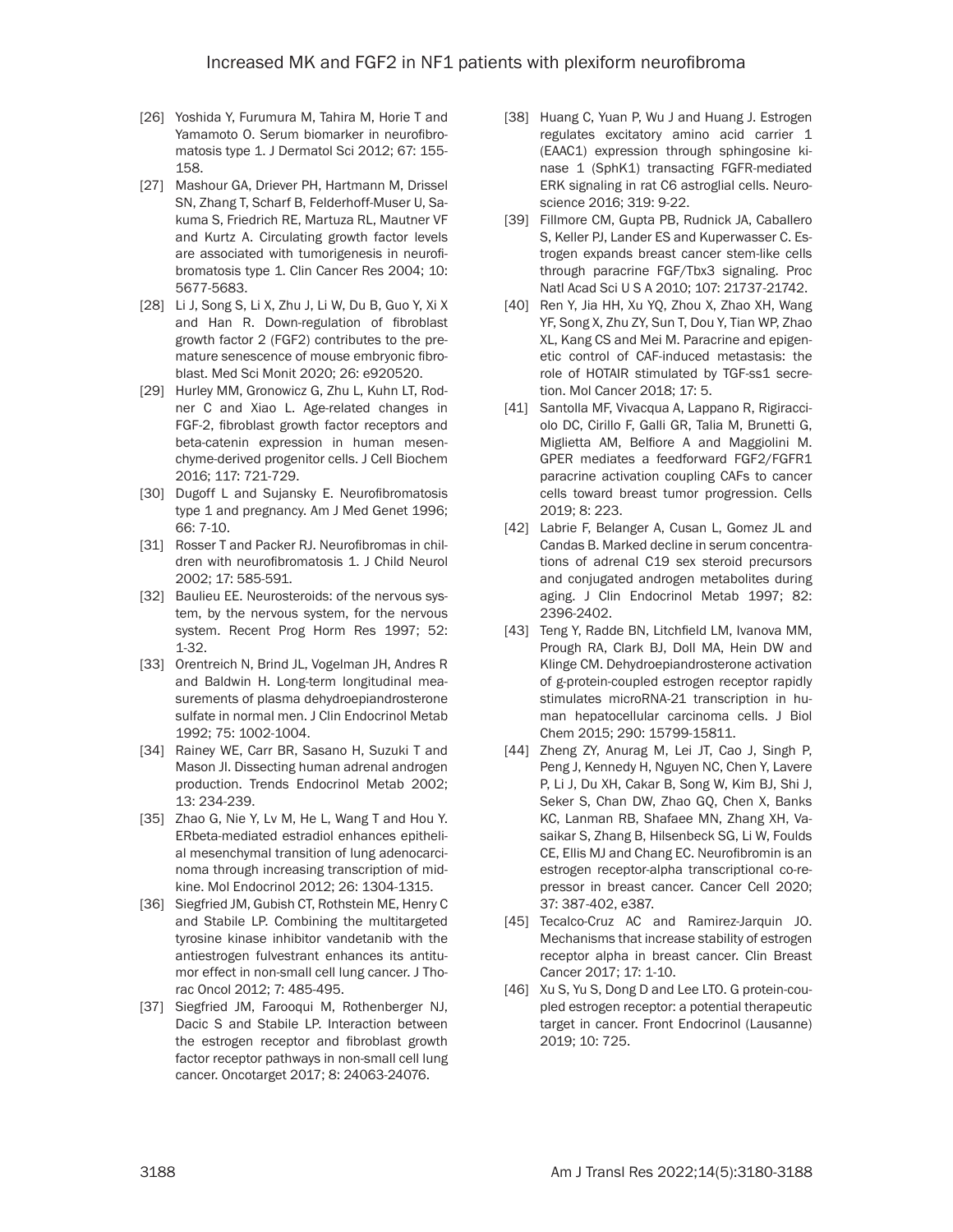[26] Yoshida Y, Furumura M, Tahira M, Horie T and Yamamoto O. Serum biomarker in neurofibromatosis type 1. J Dermatol Sci 2012; 67: 155-158.

[27] Mashour GA, Driever PH, Hartmann M, Drissel SN, Zhang T, Scharf B, Felderhoff-Muser U, Sakuma S, Friedrich RE, Martuza RL, Mautner VF and Kurtz A. Circulating growth factor levels are associated with tumorigenesis in neurofibromatosis type 1. Clin Cancer Res 2004; 10: 5677-5683.

[28] Li J, Song S, Li X, Zhu J, Li W, Du B, Guo Y, Xi X and Han R. Down-regulation of fibroblast growth factor 2 (FGF2) contributes to the premature senescence of mouse embryonic fibroblast. Med Sci Monit 2020; 26: e920520.

[29] Hurley MM, Gronowicz G, Zhu L, Kuhn LT, Rodner C and Xiao L. Age-related changes in FGF-2, fibroblast growth factor receptors and beta-catenin expression in human mesenchyme-derived progenitor cells. J Cell Biochem 2016; 117: 721-729.

[30] Dugoff L and Sujansky E. Neurofibromatosis type 1 and pregnancy. Am J Med Genet 1996; 66: 7-10.

[31] Rosser T and Packer RJ. Neurofibromas in children with neurofibromatosis 1. J Child Neurol 2002; 17: 585-591.

[32] Baulieu EE. Neurosteroids: of the nervous system, by the nervous system, for the nervous system. Recent Prog Horm Res 1997; 52: 1-32.

[33] Orentreich N, Brind JL, Vogelman JH, Andres R and Baldwin H. Long-term longitudinal measurements of plasma dehydroepiandrosterone sulfate in normal men. J Clin Endocrinol Metab 1992; 75: 1002-1004.

[34] Rainey WE, Carr BR, Sasano H, Suzuki T and Mason JI. Dissecting human adrenal androgen production. Trends Endocrinol Metab 2002; 13: 234-239.

[35] Zhao G, Nie Y, Lv M, He L, Wang T and Hou Y. ERbeta-mediated estradiol enhances epithelial mesenchymal transition of lung adenocarcinoma through increasing transcription of midkine. Mol Endocrinol 2012; 26: 1304-1315.

[36] Siegfried JM, Gubish CT, Rothstein ME, Henry C and Stabile LP. Combining the multitargeted tyrosine kinase inhibitor vandetanib with the antiestrogen fulvestrant enhances its antitumor effect in non-small cell lung cancer. J Thorac Oncol 2012; 7: 485-495.

[37] Siegfried JM, Farooqui M, Rothenberger NJ, Dacic S and Stabile LP. Interaction between the estrogen receptor and fibroblast growth factor receptor pathways in non-small cell lung cancer. Oncotarget 2017; 8: 24063-24076.

[38] Huang C, Yuan P, Wu J and Huang J. Estrogen regulates excitatory amino acid carrier 1 (EAAC1) expression through sphingosine kinase 1 (SphK1) transacting FGFR-mediated ERK signaling in rat C6 astroglial cells. Neuroscience 2016; 319: 9-22.

[39] Fillmore CM, Gupta PB, Rudnick JA, Caballero S, Keller PJ, Lander ES and Kuperwasser C. Estrogen expands breast cancer stem-like cells through paracrine FGF/Tbx3 signaling. Proc Natl Acad Sci U S A 2010; 107: 21737-21742.

[40] Ren Y, Jia HH, Xu YQ, Zhou X, Zhao XH, Wang YF, Song X, Zhu ZY, Sun T, Dou Y, Tian WP, Zhao XL, Kang CS and Mei M. Paracrine and epigenetic control of CAF-induced metastasis: the role of HOTAIR stimulated by TGF-ss1 secretion. Mol Cancer 2018; 17: 5.

[41] Santolla MF, Vivacqua A, Lappano R, Rigiracciolo DC, Cirillo F, Galli GR, Talia M, Brunetti G, Miglietta AM, Belfiore A and Maggiolini M. GPER mediates a feedforward FGF2/FGFR1 paracrine activation coupling CAFs to cancer cells toward breast tumor progression. Cells 2019; 8: 223.

[42] Labrie F, Belanger A, Cusan L, Gomez JL and Candas B. Marked decline in serum concentrations of adrenal C19 sex steroid precursors and conjugated androgen metabolites during aging. J Clin Endocrinol Metab 1997; 82: 2396-2402.

[43] Teng Y, Radde BN, Litchfield LM, Ivanova MM, Prough RA, Clark BJ, Doll MA, Hein DW and Klinge CM. Dehydroepiandrosterone activation of g-protein-coupled estrogen receptor rapidly stimulates microRNA-21 transcription in human hepatocellular carcinoma cells. J Biol Chem 2015; 290: 15799-15811.

[44] Zheng ZY, Anurag M, Lei JT, Cao J, Singh P, Peng J, Kennedy H, Nguyen NC, Chen Y, Lavere P, Li J, Du XH, Cakar B, Song W, Kim BJ, Shi J, Seker S, Chan DW, Zhao GQ, Chen X, Banks KC, Lanman RB, Shafaee MN, Zhang XH, Vasaikar S, Zhang B, Hilsenbeck SG, Li W, Foulds CE, Ellis MJ and Chang EC. Neurofibromin is an estrogen receptor-alpha transcriptional co-repressor in breast cancer. Cancer Cell 2020; 37: 387-402, e387.

[45] Tecalco-Cruz AC and Ramirez-Jarquin JO. Mechanisms that increase stability of estrogen receptor alpha in breast cancer. Clin Breast Cancer 2017; 17: 1-10.

[46] Xu S, Yu S, Dong D and Lee LTO. G protein-coupled estrogen receptor: a potential therapeutic target in cancer. Front Endocrinol (Lausanne) 2019; 10: 725.